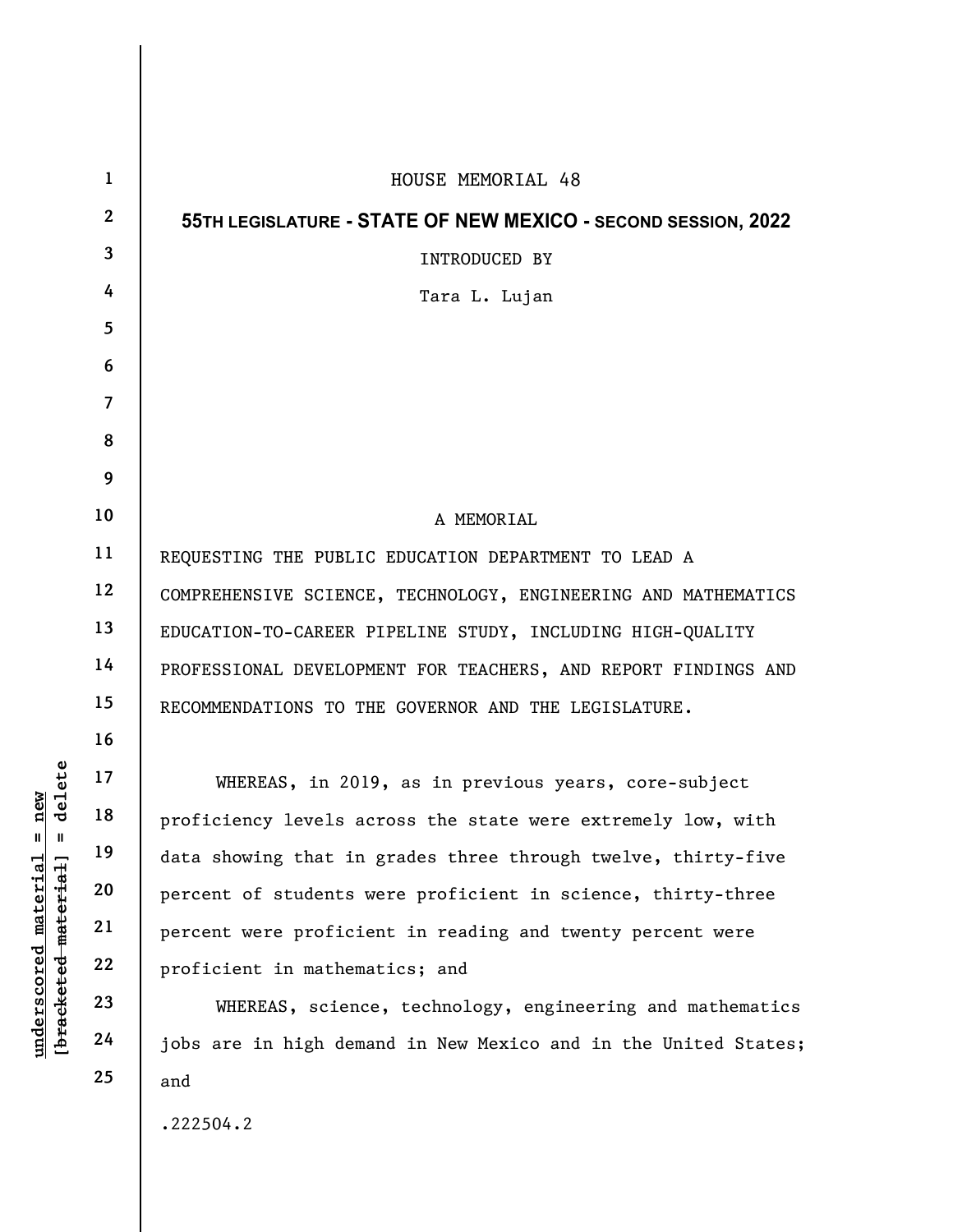HOUSE MEMORIAL 48

**55TH LEGISLATURE - STATE OF NEW MEXICO - SECOND SESSION, 2022**

INTRODUCED BY

Tara L. Lujan

A MEMORIAL

REQUESTING THE PUBLIC EDUCATION DEPARTMENT TO LEAD A COMPREHENSIVE SCIENCE, TECHNOLOGY, ENGINEERING AND MATHEMATICS EDUCATION-TO-CAREER PIPELINE STUDY, INCLUDING HIGH-QUALITY PROFESSIONAL DEVELOPMENT FOR TEACHERS, AND REPORT FINDINGS AND RECOMMENDATIONS TO THE GOVERNOR AND THE LEGISLATURE.

WHEREAS, in 2019, as in previous years, core-subject proficiency levels across the state were extremely low, with data showing that in grades three through twelve, thirty-five percent of students were proficient in science, thirty-three percent were proficient in reading and twenty percent were proficient in mathematics; and

WHEREAS, science, technology, engineering and mathematics jobs are in high demand in New Mexico and in the United States; and

.222504.2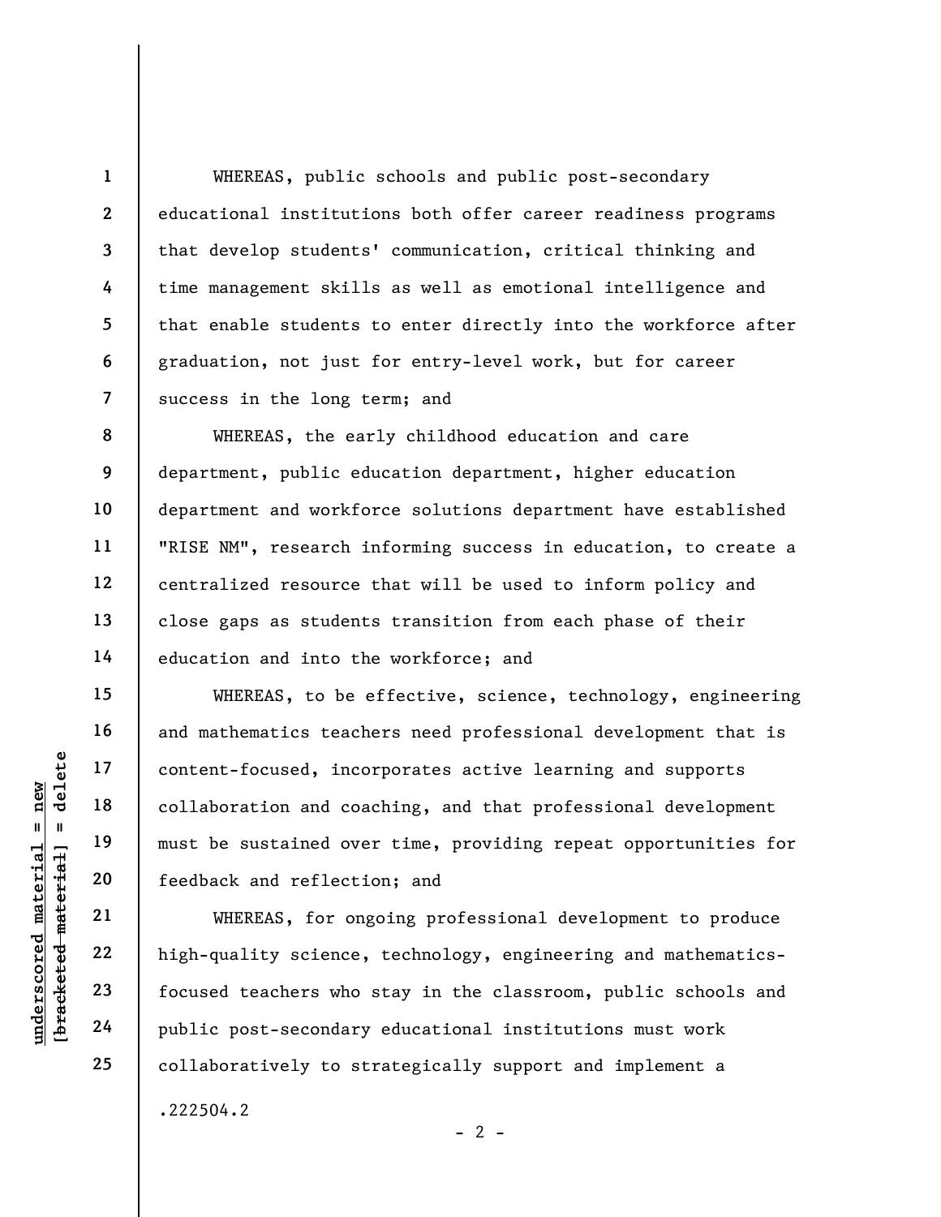WHEREAS, public schools and public post-secondary educational institutions both offer career readiness programs that develop students' communication, critical thinking and time management skills as well as emotional intelligence and that enable students to enter directly into the workforce after graduation, not just for entry-level work, but for career success in the long term; and

WHEREAS, the early childhood education and care department, public education department, higher education department and workforce solutions department have established "RISE NM", research informing success in education, to create a centralized resource that will be used to inform policy and close gaps as students transition from each phase of their education and into the workforce; and

WHEREAS, to be effective, science, technology, engineering and mathematics teachers need professional development that is content-focused, incorporates active learning and supports collaboration and coaching, and that professional development must be sustained over time, providing repeat opportunities for feedback and reflection; and

WHEREAS, for ongoing professional development to produce high-quality science, technology, engineering and mathematics-focused teachers who stay in the classroom, public schools and public post-secondary educational institutions must work collaboratively to strategically support and implement a

.222504.2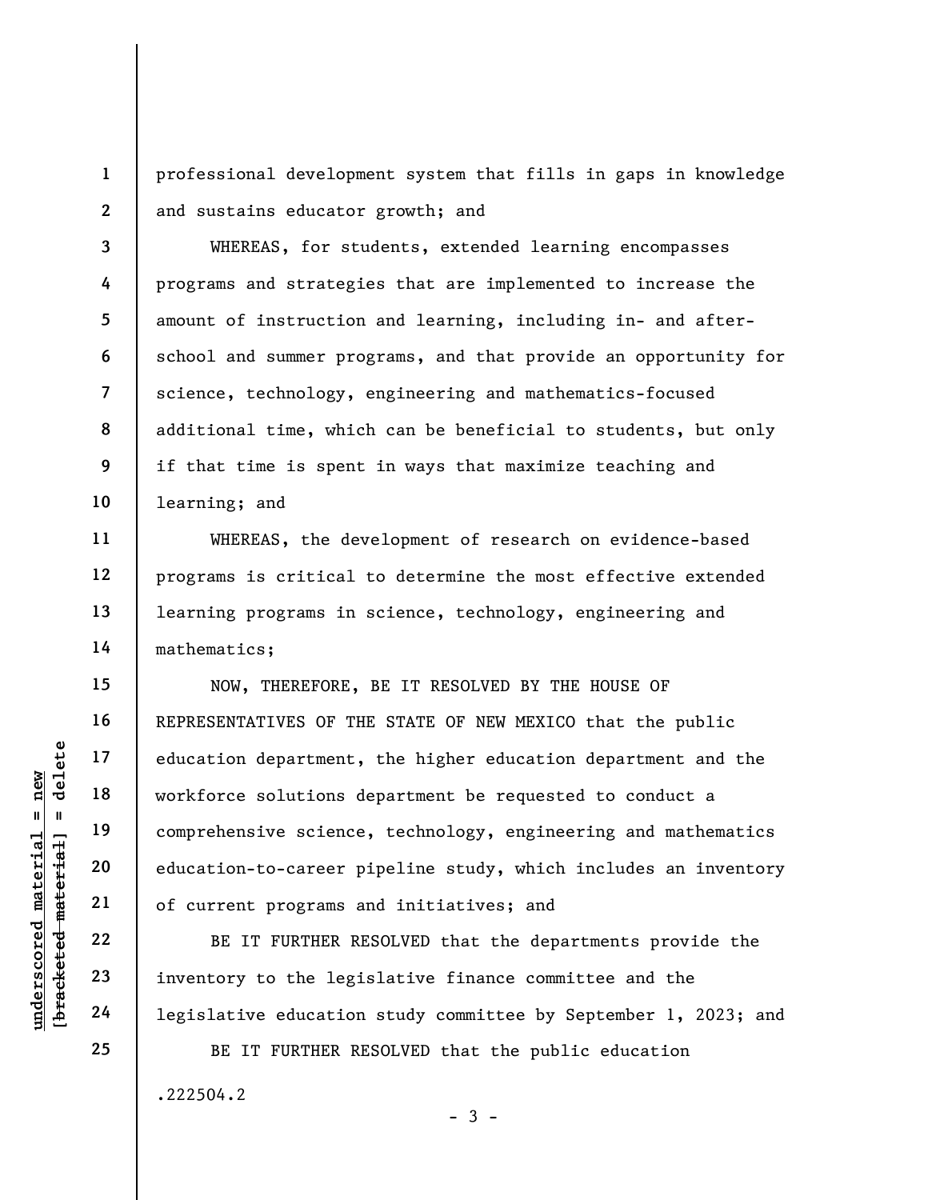professional development system that fills in gaps in knowledge and sustains educator growth; and

WHEREAS, for students, extended learning encompasses programs and strategies that are implemented to increase the amount of instruction and learning, including in- and after-school and summer programs, and that provide an opportunity for science, technology, engineering and mathematics-focused additional time, which can be beneficial to students, but only if that time is spent in ways that maximize teaching and learning; and

WHEREAS, the development of research on evidence-based programs is critical to determine the most effective extended learning programs in science, technology, engineering and mathematics;

NOW, THEREFORE, BE IT RESOLVED BY THE HOUSE OF REPRESENTATIVES OF THE STATE OF NEW MEXICO that the public education department, the higher education department and the workforce solutions department be requested to conduct a comprehensive science, technology, engineering and mathematics education-to-career pipeline study, which includes an inventory of current programs and initiatives; and

BE IT FURTHER RESOLVED that the departments provide the inventory to the legislative finance committee and the legislative education study committee by September 1, 2023; and

BE IT FURTHER RESOLVED that the public education

.222504.2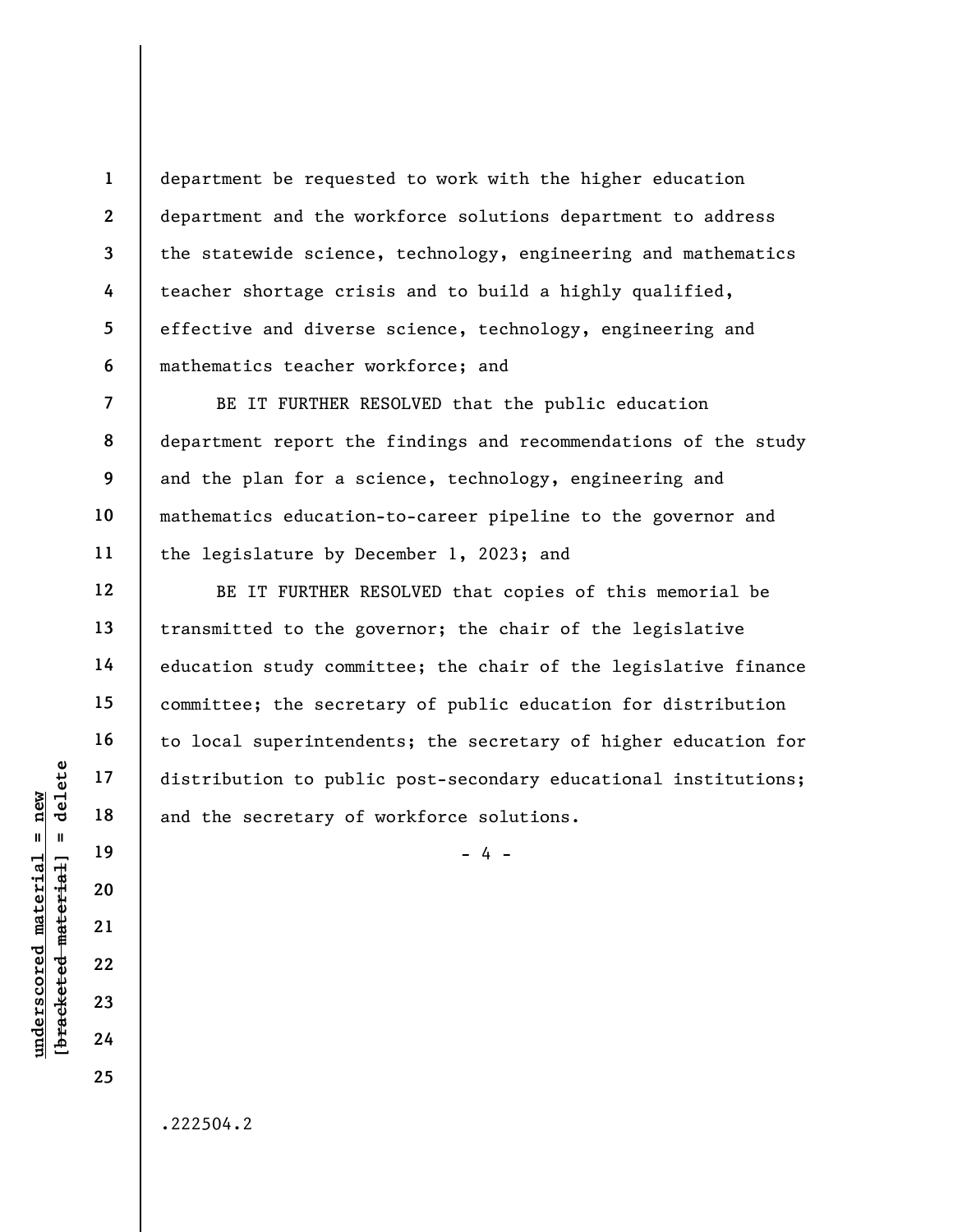department be requested to work with the higher education department and the workforce solutions department to address the statewide science, technology, engineering and mathematics teacher shortage crisis and to build a highly qualified, effective and diverse science, technology, engineering and mathematics teacher workforce; and

BE IT FURTHER RESOLVED that the public education department report the findings and recommendations of the study and the plan for a science, technology, engineering and mathematics education-to-career pipeline to the governor and the legislature by December 1, 2023; and

BE IT FURTHER RESOLVED that copies of this memorial be transmitted to the governor; the chair of the legislative education study committee; the chair of the legislative finance committee; the secretary of public education for distribution to local superintendents; the secretary of higher education for distribution to public post-secondary educational institutions; and the secretary of workforce solutions.

.222504.2